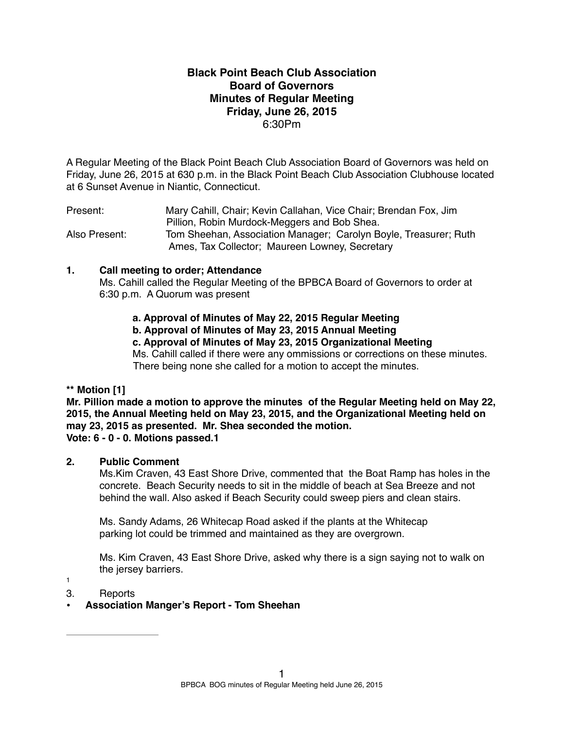# Black Point Beach Club Association
## Board of Governors
## Minutes of Regular Meeting
## Friday, June 26, 2015
6:30Pm

A Regular Meeting of the Black Point Beach Club Association Board of Governors was held on Friday, June 26, 2015 at 630 p.m. in the Black Point Beach Club Association Clubhouse located at 6 Sunset Avenue in Niantic, Connecticut.

Present: Mary Cahill, Chair; Kevin Callahan, Vice Chair; Brendan Fox, Jim Pillion, Robin Murdock-Meggers and Bob Shea.

Also Present: Tom Sheehan, Association Manager; Carolyn Boyle, Treasurer; Ruth Ames, Tax Collector; Maureen Lowney, Secretary

**1. Call meeting to order; Attendance**

Ms. Cahill called the Regular Meeting of the BPBCA Board of Governors to order at 6:30 p.m. A Quorum was present

**a. Approval of Minutes of May 22, 2015 Regular Meeting**
**b. Approval of Minutes of May 23, 2015 Annual Meeting**
**c. Approval of Minutes of May 23, 2015 Organizational Meeting**

Ms. Cahill called if there were any ommissions or corrections on these minutes. There being none she called for a motion to accept the minutes.

**** Motion [1]**
**Mr. Pillion made a motion to approve the minutes of the Regular Meeting held on May 22, 2015, the Annual Meeting held on May 23, 2015, and the Organizational Meeting held on may 23, 2015 as presented. Mr. Shea seconded the motion.**
**Vote: 6 - 0 - 0. Motions passed.[1]**

**2. Public Comment**

Ms.Kim Craven, 43 East Shore Drive, commented that the Boat Ramp has holes in the concrete. Beach Security needs to sit in the middle of beach at Sea Breeze and not behind the wall. Also asked if Beach Security could sweep piers and clean stairs.

Ms. Sandy Adams, 26 Whitecap Road asked if the plants at the Whitecap parking lot could be trimmed and maintained as they are overgrown.

Ms. Kim Craven, 43 East Shore Drive, asked why there is a sign saying not to walk on the jersey barriers.

3. Reports

- **Association Manger's Report - Tom Sheehan**

[1]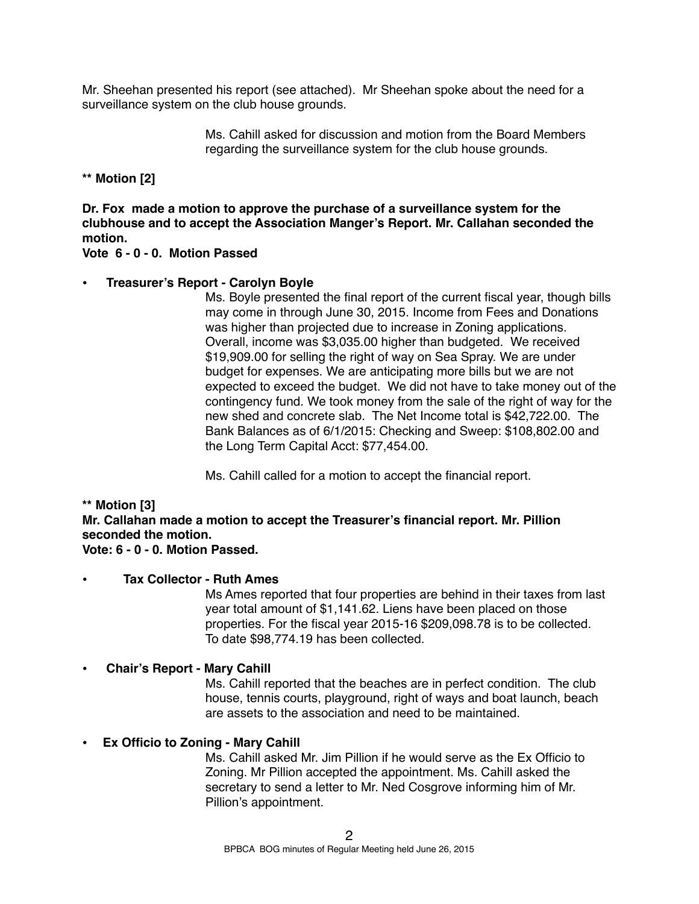Mr. Sheehan presented his report (see attached). Mr Sheehan spoke about the need for a surveillance system on the club house grounds.

Ms. Cahill asked for discussion and motion from the Board Members regarding the surveillance system for the club house grounds.

**** Motion [2]**

**Dr. Fox made a motion to approve the purchase of a surveillance system for the clubhouse and to accept the Association Manger's Report. Mr. Callahan seconded the motion.**
**Vote 6 - 0 - 0. Motion Passed**

- **Treasurer's Report - Carolyn Boyle**

  Ms. Boyle presented the final report of the current fiscal year, though bills may come in through June 30, 2015. Income from Fees and Donations was higher than projected due to increase in Zoning applications. Overall, income was $3,035.00 higher than budgeted. We received $19,909.00 for selling the right of way on Sea Spray. We are under budget for expenses. We are anticipating more bills but we are not expected to exceed the budget. We did not have to take money out of the contingency fund. We took money from the sale of the right of way for the new shed and concrete slab. The Net Income total is $42,722.00. The Bank Balances as of 6/1/2015: Checking and Sweep: $108,802.00 and the Long Term Capital Acct: $77,454.00.

  Ms. Cahill called for a motion to accept the financial report.

**** Motion [3]**
**Mr. Callahan made a motion to accept the Treasurer's financial report. Mr. Pillion seconded the motion.**
**Vote: 6 - 0 - 0. Motion Passed.**

- **Tax Collector - Ruth Ames**

  Ms Ames reported that four properties are behind in their taxes from last year total amount of $1,141.62. Liens have been placed on those properties. For the fiscal year 2015-16 $209,098.78 is to be collected. To date $98,774.19 has been collected.

- **Chair's Report - Mary Cahill**

  Ms. Cahill reported that the beaches are in perfect condition. The club house, tennis courts, playground, right of ways and boat launch, beach are assets to the association and need to be maintained.

- **Ex Officio to Zoning - Mary Cahill**

  Ms. Cahill asked Mr. Jim Pillion if he would serve as the Ex Officio to Zoning. Mr Pillion accepted the appointment. Ms. Cahill asked the secretary to send a letter to Mr. Ned Cosgrove informing him of Mr. Pillion's appointment.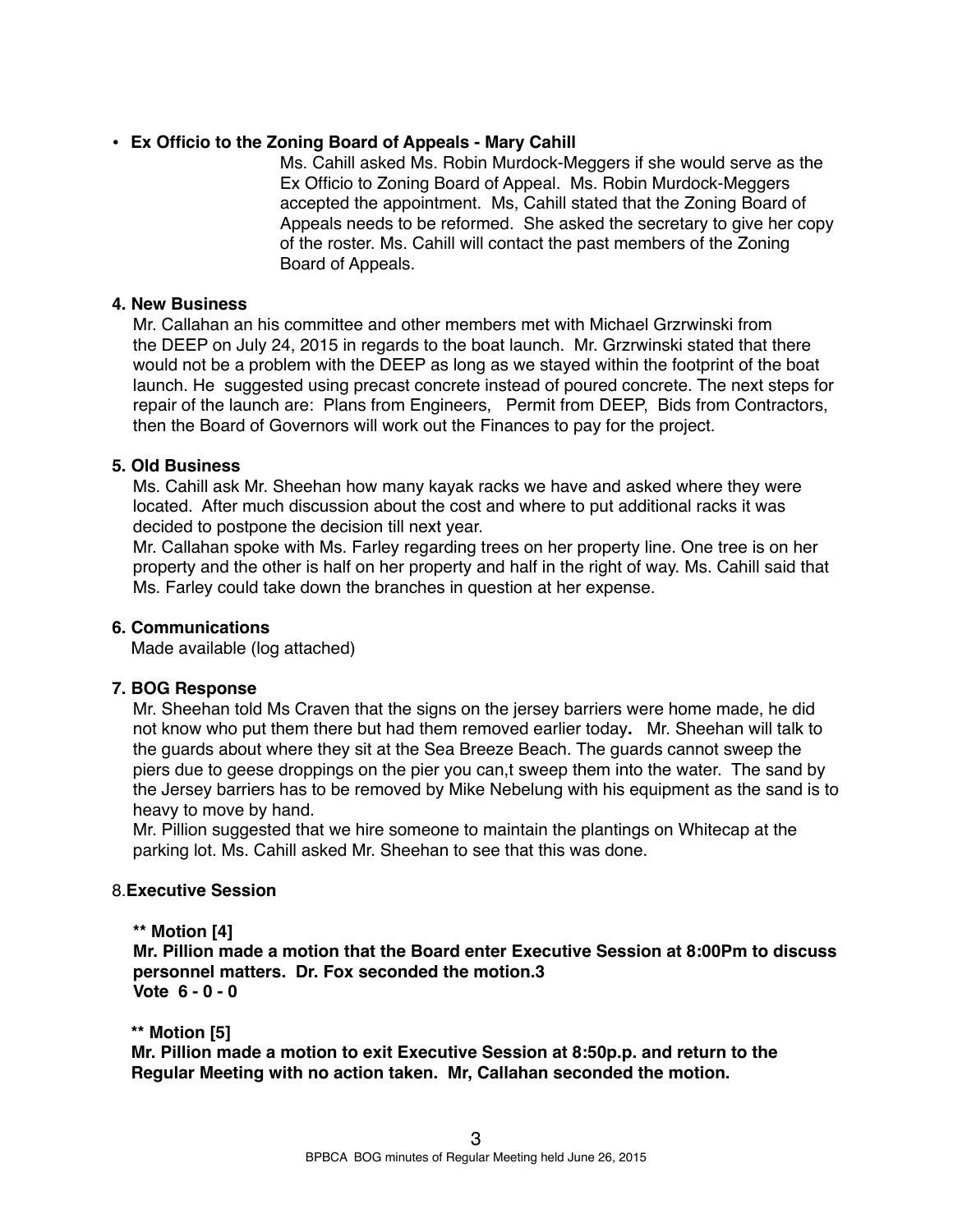- **Ex Officio to the Zoning Board of Appeals - Mary Cahill**

  Ms. Cahill asked Ms. Robin Murdock-Meggers if she would serve as the Ex Officio to Zoning Board of Appeal. Ms. Robin Murdock-Meggers accepted the appointment. Ms, Cahill stated that the Zoning Board of Appeals needs to be reformed. She asked the secretary to give her copy of the roster. Ms. Cahill will contact the past members of the Zoning Board of Appeals.

**4. New Business**

Mr. Callahan an his committee and other members met with Michael Grzrwinski from the DEEP on July 24, 2015 in regards to the boat launch. Mr. Grzrwinski stated that there would not be a problem with the DEEP as long as we stayed within the footprint of the boat launch. He suggested using precast concrete instead of poured concrete. The next steps for repair of the launch are: Plans from Engineers, Permit from DEEP, Bids from Contractors, then the Board of Governors will work out the Finances to pay for the project.

**5. Old Business**

Ms. Cahill ask Mr. Sheehan how many kayak racks we have and asked where they were located. After much discussion about the cost and where to put additional racks it was decided to postpone the decision till next year.

Mr. Callahan spoke with Ms. Farley regarding trees on her property line. One tree is on her property and the other is half on her property and half in the right of way. Ms. Cahill said that Ms. Farley could take down the branches in question at her expense.

**6. Communications**

Made available (log attached)

**7. BOG Response**

Mr. Sheehan told Ms Craven that the signs on the jersey barriers were home made, he did not know who put them there but had them removed earlier today**.** Mr. Sheehan will talk to the guards about where they sit at the Sea Breeze Beach. The guards cannot sweep the piers due to geese droppings on the pier you can,t sweep them into the water. The sand by the Jersey barriers has to be removed by Mike Nebelung with his equipment as the sand is to heavy to move by hand.

Mr. Pillion suggested that we hire someone to maintain the plantings on Whitecap at the parking lot. Ms. Cahill asked Mr. Sheehan to see that this was done.

8.**Executive Session**

**** Motion [4]**
**Mr. Pillion made a motion that the Board enter Executive Session at 8:00Pm to discuss personnel matters. Dr. Fox seconded the motion.3**
**Vote 6 - 0 - 0**

**** Motion [5]**
**Mr. Pillion made a motion to exit Executive Session at 8:50p.p. and return to the Regular Meeting with no action taken. Mr, Callahan seconded the motion.**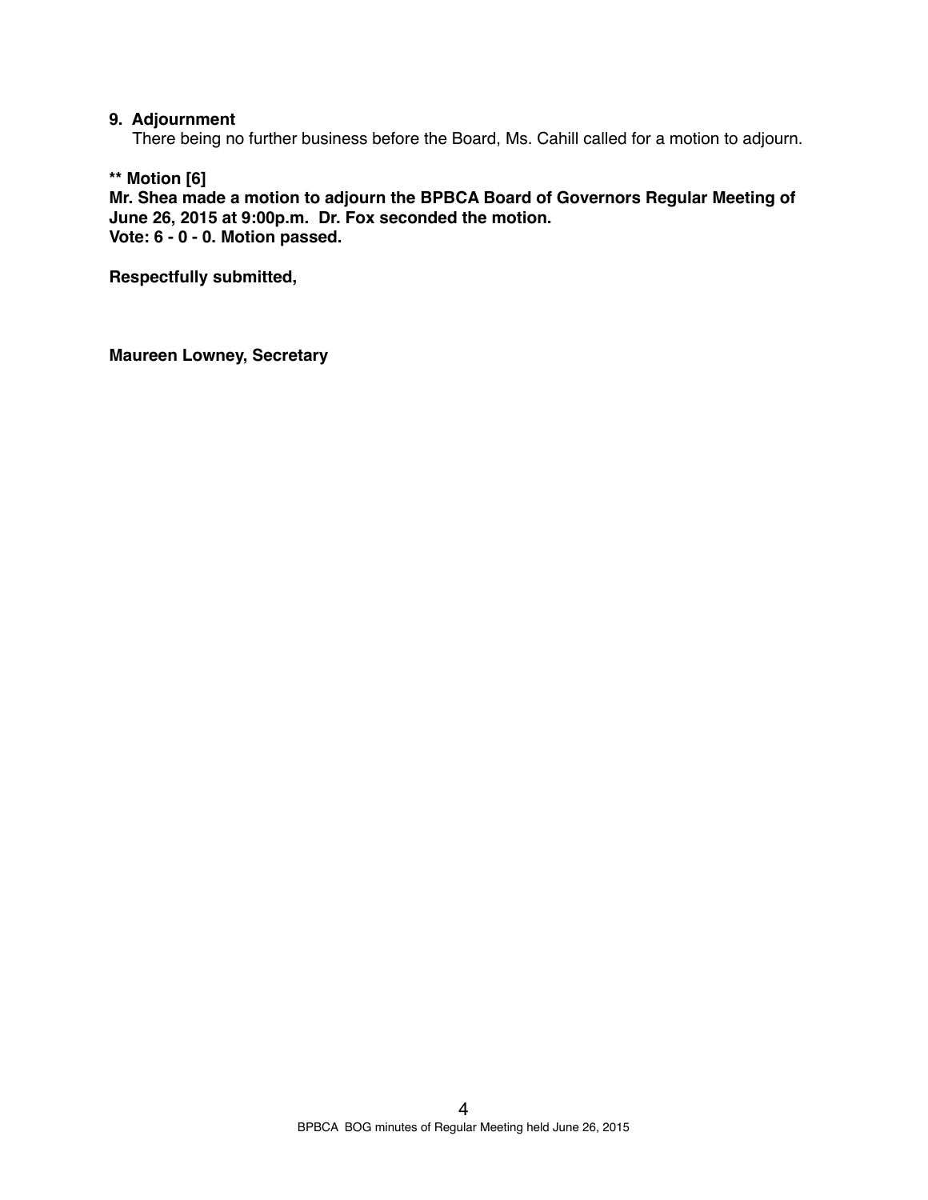**9. Adjournment**

There being no further business before the Board, Ms. Cahill called for a motion to adjourn.

**** Motion [6]**
**Mr. Shea made a motion to adjourn the BPBCA Board of Governors Regular Meeting of June 26, 2015 at 9:00p.m. Dr. Fox seconded the motion.**
**Vote: 6 - 0 - 0. Motion passed.**

**Respectfully submitted,**

**Maureen Lowney, Secretary**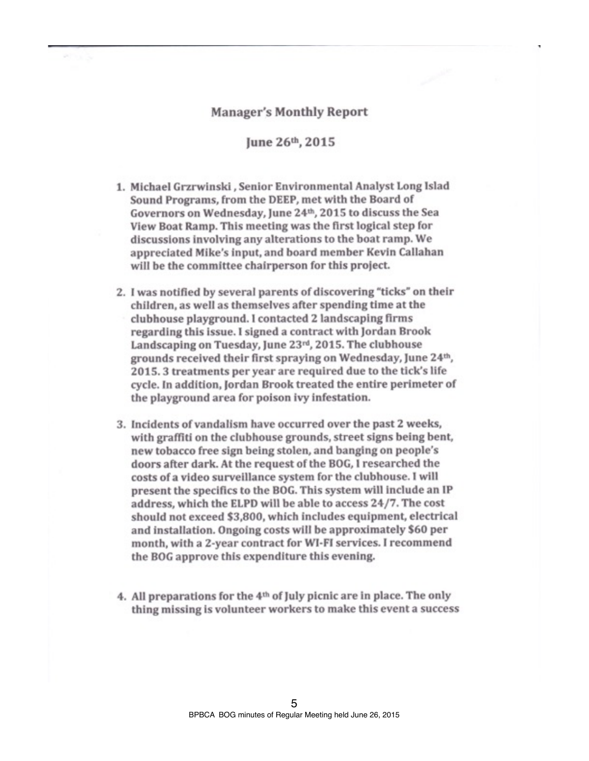# Manager's Monthly Report

## June 26th, 2015

1. Michael Grzrwinski , Senior Environmental Analyst Long Islad Sound Programs, from the DEEP, met with the Board of Governors on Wednesday, June 24th, 2015 to discuss the Sea View Boat Ramp. This meeting was the first logical step for discussions involving any alterations to the boat ramp. We appreciated Mike's input, and board member Kevin Callahan will be the committee chairperson for this project.

2. I was notified by several parents of discovering "ticks" on their children, as well as themselves after spending time at the clubhouse playground. I contacted 2 landscaping firms regarding this issue. I signed a contract with Jordan Brook Landscaping on Tuesday, June 23rd, 2015. The clubhouse grounds received their first spraying on Wednesday, June 24th, 2015. 3 treatments per year are required due to the tick's life cycle. In addition, Jordan Brook treated the entire perimeter of the playground area for poison ivy infestation.

3. Incidents of vandalism have occurred over the past 2 weeks, with graffiti on the clubhouse grounds, street signs being bent, new tobacco free sign being stolen, and banging on people's doors after dark. At the request of the BOG, I researched the costs of a video surveillance system for the clubhouse. I will present the specifics to the BOG. This system will include an IP address, which the ELPD will be able to access 24/7. The cost should not exceed $3,800, which includes equipment, electrical and installation. Ongoing costs will be approximately $60 per month, with a 2-year contract for WI-FI services. I recommend the BOG approve this expenditure this evening.

4. All preparations for the 4th of July picnic are in place. The only thing missing is volunteer workers to make this event a success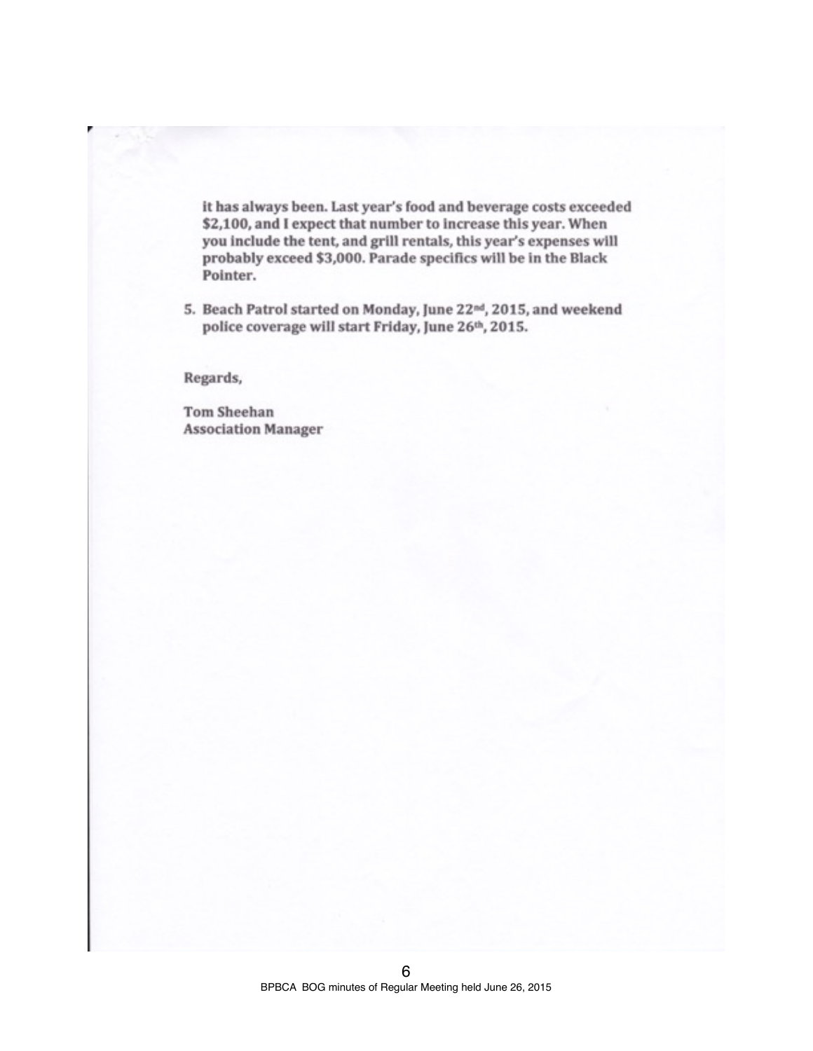it has always been. Last year's food and beverage costs exceeded $2,100, and I expect that number to increase this year. When you include the tent, and grill rentals, this year's expenses will probably exceed $3,000. Parade specifics will be in the Black Pointer.

5. Beach Patrol started on Monday, June 22nd, 2015, and weekend police coverage will start Friday, June 26th, 2015.

Regards,

Tom Sheehan
Association Manager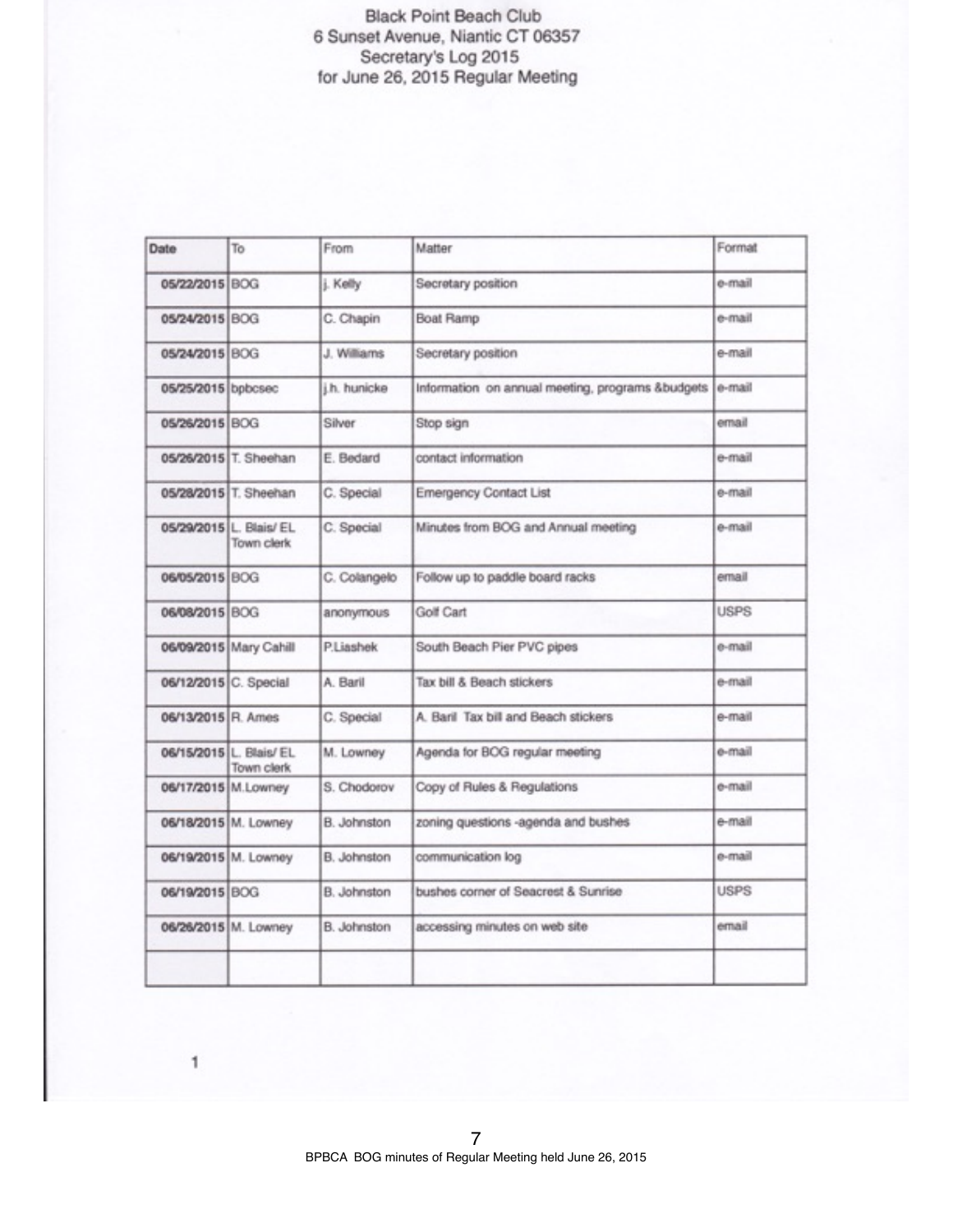Black Point Beach Club
6 Sunset Avenue, Niantic CT 06357
Secretary's Log 2015
for June 26, 2015 Regular Meeting

| Date | To | From | Matter | Format |
|---|---|---|---|---|
| 05/22/2015 | BOG | j. Kelly | Secretary position | e-mail |
| 05/24/2015 | BOG | C. Chapin | Boat Ramp | e-mail |
| 05/24/2015 | BOG | J. Williams | Secretary position | e-mail |
| 05/25/2015 | bpbcsec | j.h. hunicke | Information on annual meeting, programs &budgets | e-mail |
| 05/26/2015 | BOG | Silver | Stop sign | email |
| 05/26/2015 | T. Sheehan | E. Bedard | contact information | e-mail |
| 05/28/2015 | T. Sheehan | C. Special | Emergency Contact List | e-mail |
| 05/29/2015 | L. Blais/ EL Town clerk | C. Special | Minutes from BOG and Annual meeting | e-mail |
| 06/05/2015 | BOG | C. Colangelo | Follow up to paddle board racks | email |
| 06/08/2015 | BOG | anonymous | Golf Cart | USPS |
| 06/09/2015 | Mary Cahill | P.Liashek | South Beach Pier PVC pipes | e-mail |
| 06/12/2015 | C. Special | A. Baril | Tax bill & Beach stickers | e-mail |
| 06/13/2015 | R. Ames | C. Special | A. Baril Tax bill and Beach stickers | e-mail |
| 06/15/2015 | L. Blais/ EL Town clerk | M. Lowney | Agenda for BOG regular meeting | e-mail |
| 06/17/2015 | M.Lowney | S. Chodorov | Copy of Rules & Regulations | e-mail |
| 06/18/2015 | M. Lowney | B. Johnston | zoning questions -agenda and bushes | e-mail |
| 06/19/2015 | M. Lowney | B. Johnston | communication log | e-mail |
| 06/19/2015 | BOG | B. Johnston | bushes corner of Seacrest & Sunrise | USPS |
| 06/26/2015 | M. Lowney | B. Johnston | accessing minutes on web site | email |
| | | | | |

BPBCA BOG minutes of Regular Meeting held June 26, 2015